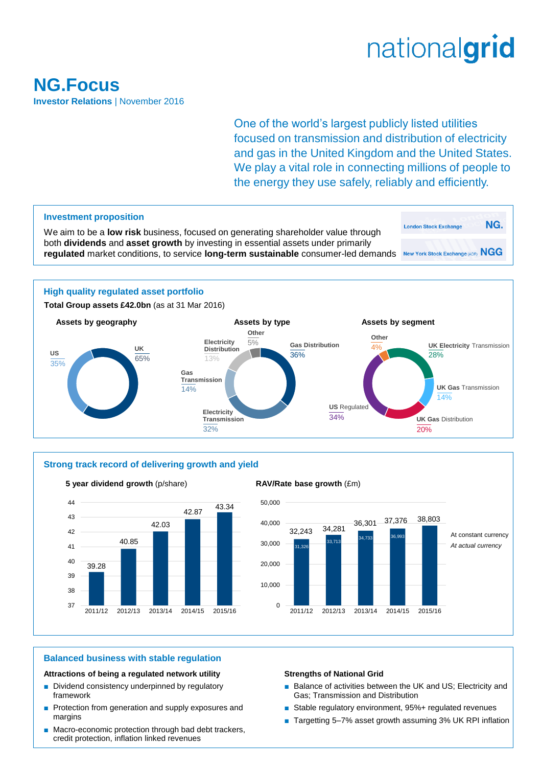nationalgrid

# NG.Focus

**Investor Relations** | November 2016

One of the world's largest publicly listed utilities focused on transmission and distribution of electricity and gas in the United Kingdom and the United States. We play a vital role in connecting millions of people to the energy they use safely, reliably and efficiently.

## Investment proposition

We aim to be a **low risk** business, focused on generating shareholder value through both **dividends** and **asset growth** by investing in essential assets under primarily **regulated** market conditions, to service **long-term sustainable** consumer-led demands

London Stock Exchange **NG.**

New York Stock Exchange (ADR) **NGG**

## High quality regulated asset portfolio

**Total Group assets £42.0bn** (as at 31 Mar 2016)

**Assets by geography**

| Geography | % |
|---|---|
| UK | 65% |
| US | 35% |

**Assets by type**

| Type | % |
|---|---|
| Gas Distribution | 36% |
| Electricity Transmission | 32% |
| Gas Transmission | 14% |
| Electricity Distribution | 13% |
| Other | 5% |

**Assets by segment**

| Segment | % |
|---|---|
| UK Electricity Transmission | 28% |
| UK Gas Transmission | 14% |
| UK Gas Distribution | 20% |
| US Regulated | 34% |
| Other | 4% |

## Strong track record of delivering growth and yield

**5 year dividend growth** (p/share)

| Year | Dividend (p/share) |
|---|---|
| 2011/12 | 39.28 |
| 2012/13 | 40.85 |
| 2013/14 | 42.03 |
| 2014/15 | 42.87 |
| 2015/16 | 43.34 |

**RAV/Rate base growth** (£m)

| Year | At constant currency | *At actual currency* |
|---|---|---|
| 2011/12 | 32,243 | 31,326 |
| 2012/13 | 34,281 | 33,713 |
| 2013/14 | 36,301 | 34,733 |
| 2014/15 | 37,376 | 36,993 |
| 2015/16 | 38,803 | |

## Balanced business with stable regulation

**Attractions of being a regulated network utility**

- Dividend consistency underpinned by regulatory framework
- Protection from generation and supply exposures and margins
- Macro-economic protection through bad debt trackers, credit protection, inflation linked revenues

**Strengths of National Grid**

- Balance of activities between the UK and US; Electricity and Gas; Transmission and Distribution
- Stable regulatory environment, 95%+ regulated revenues
- Targetting 5–7% asset growth assuming 3% UK RPI inflation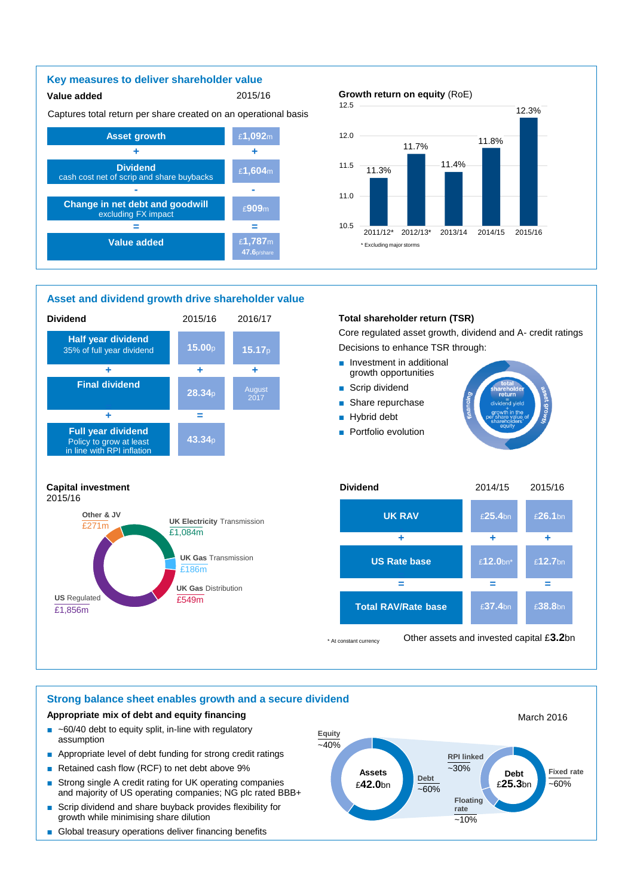## Key measures to deliver shareholder value

**Value added** — 2015/16

Captures total return per share created on an operational basis

| | 2015/16 |
|---|---|
| **Asset growth** | £1,092m |
| + | + |
| **Dividend** cash cost net of scrip and share buybacks | £1,604m |
| - | - |
| **Change in net debt and goodwill** excluding FX impact | £909m |
| = | = |
| **Value added** | £1,787m 47.6p/share |

**Growth return on equity** (RoE)

| Year | RoE |
|---|---|
| 2011/12* | 11.3% |
| 2012/13* | 11.7% |
| 2013/14 | 11.4% |
| 2014/15 | 11.8% |
| 2015/16 | 12.3% |

\* Excluding major storms

## Asset and dividend growth drive shareholder value

| Dividend | 2015/16 | 2016/17 |
|---|---|---|
| **Half year dividend** 35% of full year dividend | 15.00p | 15.17p |
| + | + | + |
| **Final dividend** | 28.34p | August 2017 |
| + | = | |
| **Full year dividend** Policy to grow at least in line with RPI inflation | 43.34p | |

**Total shareholder return (TSR)**

Core regulated asset growth, dividend and A- credit ratings

Decisions to enhance TSR through:

- Investment in additional growth opportunities
- Scrip dividend
- Share repurchase
- Hybrid debt
- Portfolio evolution

total shareholder return = dividend yield + growth in the per share value of shareholders' equity (financing; asset growth)

**Capital investment**
2015/16

- UK Electricity Transmission £1,084m
- UK Gas Transmission £186m
- UK Gas Distribution £549m
- US Regulated £1,856m
- Other & JV £271m

| Dividend | 2014/15 | 2015/16 |
|---|---|---|
| **UK RAV** | £25.4bn | £26.1bn |
| + | + | + |
| **US Rate base** | £12.0bn* | £12.7bn |
| = | = | = |
| **Total RAV/Rate base** | £37.4bn | £38.8bn |

\* At constant currency

Other assets and invested capital £3.2bn

## Strong balance sheet enables growth and a secure dividend

**Appropriate mix of debt and equity financing**

- ~60/40 debt to equity split, in-line with regulatory assumption
- Appropriate level of debt funding for strong credit ratings
- Retained cash flow (RCF) to net debt above 9%
- Strong single A credit rating for UK operating companies and majority of US operating companies; NG plc rated BBB+
- Scrip dividend and share buyback provides flexibility for growth while minimising share dilution
- Global treasury operations deliver financing benefits

March 2016

- Assets £42.0bn: Equity ~40%, Debt ~60%
- Debt £25.3bn: RPI linked ~30%, Fixed rate ~60%, Floating rate ~10%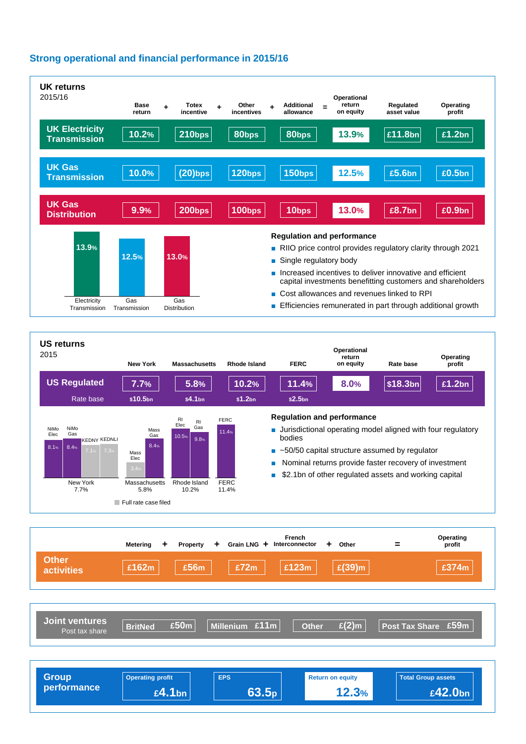## Strong operational and financial performance in 2015/16

### UK returns
2015/16

| | Base return | + | Totex incentive | + | Other incentives | + | Additional allowance | = | Operational return on equity | Regulated asset value | Operating profit |
|---|---|---|---|---|---|---|---|---|---|---|---|
| **UK Electricity Transmission** | 10.2% | | 210bps | | 80bps | | 80bps | | 13.9% | £11.8bn | £1.2bn |
| **UK Gas Transmission** | 10.0% | | (20)bps | | 120bps | | 150bps | | 12.5% | £5.6bn | £0.5bn |
| **UK Gas Distribution** | 9.9% | | 200bps | | 100bps | | 10bps | | 13.0% | £8.7bn | £0.9bn |

Electricity Transmission 13.9% | Gas Transmission 12.5% | Gas Distribution 13.0%

**Regulation and performance**

- RIIO price control provides regulatory clarity through 2021
- Single regulatory body
- Increased incentives to deliver innovative and efficient capital investments benefitting customers and shareholders
- Cost allowances and revenues linked to RPI
- Efficiencies remunerated in part through additional growth

### US returns
2015

| | New York | Massachusetts | Rhode Island | FERC | Operational return on equity | Rate base | Operating profit |
|---|---|---|---|---|---|---|---|
| **US Regulated** | 7.7% | 5.8% | 10.2% | 11.4% | 8.0% | $18.3bn | $1.2bn |
| Rate base | $10.5bn | $4.1bn | $1.2bn | $2.5bn | | | |

New York 7.7%: NiMo Elec 8.1%, NiMo Gas 8.4%, KEDNY 7.1%, KEDNLI 7.3%
Massachusetts 5.8%: Mass Elec 3.4%, Mass Gas 8.4%
Rhode Island 10.2%: RI Elec 10.5%, RI Gas 9.8%
FERC 11.4%: FERC 11.4%

Full rate case filed

**Regulation and performance**

- Jurisdictional operating model aligned with four regulatory bodies
- ~50/50 capital structure assumed by regulator
- Nominal returns provide faster recovery of investment
- $2.1bn of other regulated assets and working capital

| | Metering | + | Property | + | Grain LNG | + | French Interconnector | + | Other | = | Operating profit |
|---|---|---|---|---|---|---|---|---|---|---|---|
| **Other activities** | £162m | | £56m | | £72m | | £123m | | £(39)m | | £374m |

| **Joint ventures** Post tax share | BritNed £50m | Millenium £11m | Other £(2)m | Post Tax Share £59m |
|---|---|---|---|---|

| **Group performance** | Operating profit | EPS | Return on equity | Total Group assets |
|---|---|---|---|---|
| | £4.1bn | 63.5p | 12.3% | £42.0bn |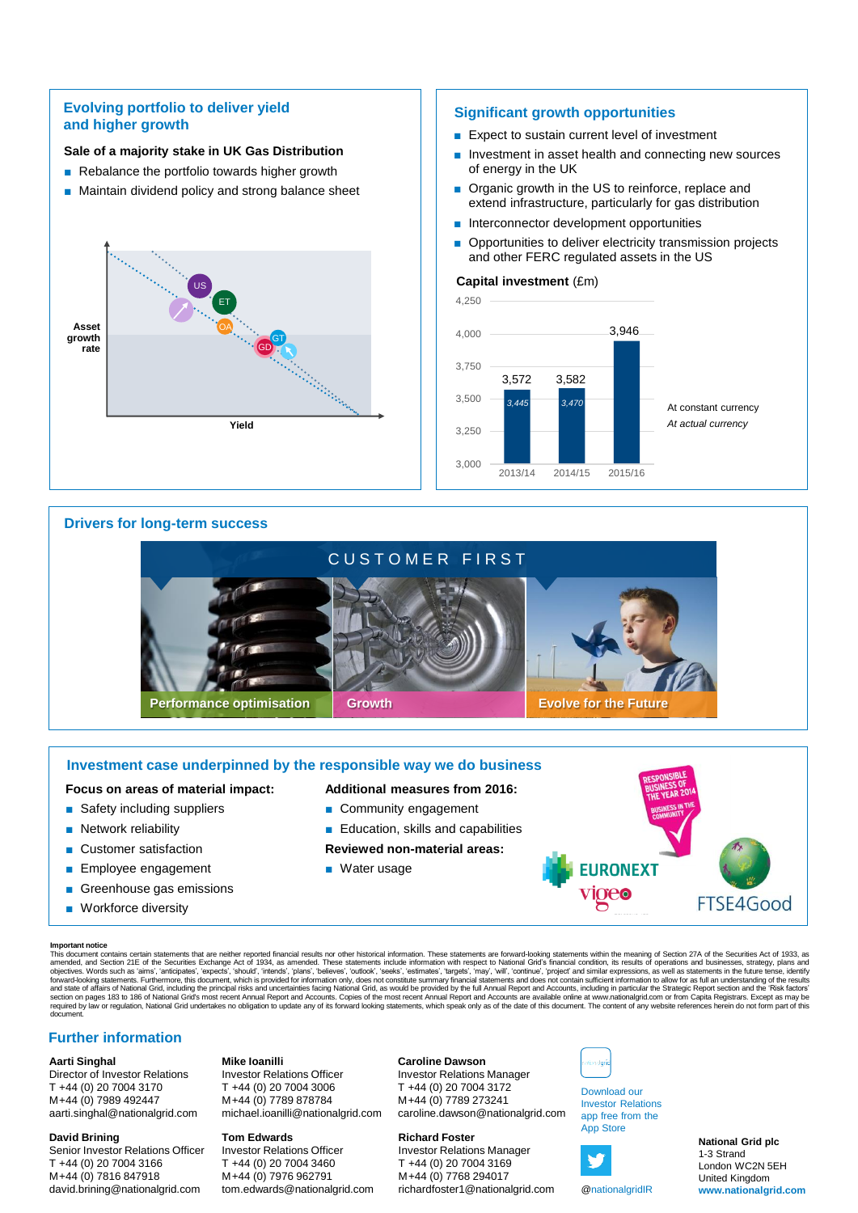## Evolving portfolio to deliver yield and higher growth

**Sale of a majority stake in UK Gas Distribution**

- Rebalance the portfolio towards higher growth
- Maintain dividend policy and strong balance sheet

Asset growth rate

Yield

US
ET
OA
GT
GD

## Significant growth opportunities

- Expect to sustain current level of investment
- Investment in asset health and connecting new sources of energy in the UK
- Organic growth in the US to reinforce, replace and extend infrastructure, particularly for gas distribution
- Interconnector development opportunities
- Opportunities to deliver electricity transmission projects and other FERC regulated assets in the US

**Capital investment** (£m)

4,250
4,000
3,750
3,500
3,250
3,000

3,572
*3,445*
2013/14

3,582
*3,470*
2014/15

3,946
2015/16

At constant currency
*At actual currency*

## Drivers for long-term success

CUSTOMER FIRST

Performance optimisation
Growth
Evolve for the Future

## Investment case underpinned by the responsible way we do business

**Focus on areas of material impact:**

- Safety including suppliers
- Network reliability
- Customer satisfaction
- Employee engagement
- Greenhouse gas emissions
- Workforce diversity

**Additional measures from 2016:**

- Community engagement
- Education, skills and capabilities

**Reviewed non-material areas:**

- Water usage

RESPONSIBLE BUSINESS OF THE YEAR 2014
BUSINESS IN THE COMMUNITY

EURONEXT
vigeo
FTSE4Good

**Important notice**

This document contains certain statements that are neither reported financial results nor other historical information. These statements are forward-looking statements within the meaning of Section 27A of the Securities Act of 1933, as amended, and Section 21E of the Securities Exchange Act of 1934, as amended. These statements include information with respect to National Grid's financial condition, its results of operations and businesses, strategy, plans and objectives. Words such as 'aims', 'anticipates', 'expects', 'should', 'intends', 'plans', 'believes', 'outlook', 'seeks', 'estimates', 'targets', 'may', 'will', 'continue', 'project' and similar expressions, as well as statements in the future tense, identify forward-looking statements. Furthermore, this document, which is provided for information only, does not constitute summary financial statements and does not contain sufficient information to allow for as full an understanding of the results and state of affairs of National Grid, including the principal risks and uncertainties facing National Grid, as would be provided by the full Annual Report and Accounts, including in particular the Strategic Report section and the 'Risk factors' section on pages 183 to 186 of National Grid's most recent Annual Report and Accounts. Copies of the most recent Annual Report and Accounts are available online at www.nationalgrid.com or from Capita Registrars. Except as may be required by law or regulation, National Grid undertakes no obligation to update any of its forward looking statements, which speak only as of the date of this document. The content of any website references herein do not form part of this document.

## Further information

**Aarti Singhal**
Director of Investor Relations
T +44 (0) 20 7004 3170
M+44 (0) 7989 492447
aarti.singhal@nationalgrid.com

**David Brining**
Senior Investor Relations Officer
T +44 (0) 20 7004 3166
M+44 (0) 7816 847918
david.brining@nationalgrid.com

**Mike Ioanilli**
Investor Relations Officer
T +44 (0) 20 7004 3006
M+44 (0) 7789 878784
michael.ioanilli@nationalgrid.com

**Tom Edwards**
Investor Relations Officer
T +44 (0) 20 7004 3460
M+44 (0) 7976 962791
tom.edwards@nationalgrid.com

**Caroline Dawson**
Investor Relations Manager
T +44 (0) 20 7004 3172
M+44 (0) 7789 273241
caroline.dawson@nationalgrid.com

**Richard Foster**
Investor Relations Manager
T +44 (0) 20 7004 3169
M+44 (0) 7768 294017
richardfoster1@nationalgrid.com

Download our Investor Relations app free from the App Store

@nationalgridIR

**National Grid plc**
1-3 Strand
London WC2N 5EH
United Kingdom
**www.nationalgrid.com**